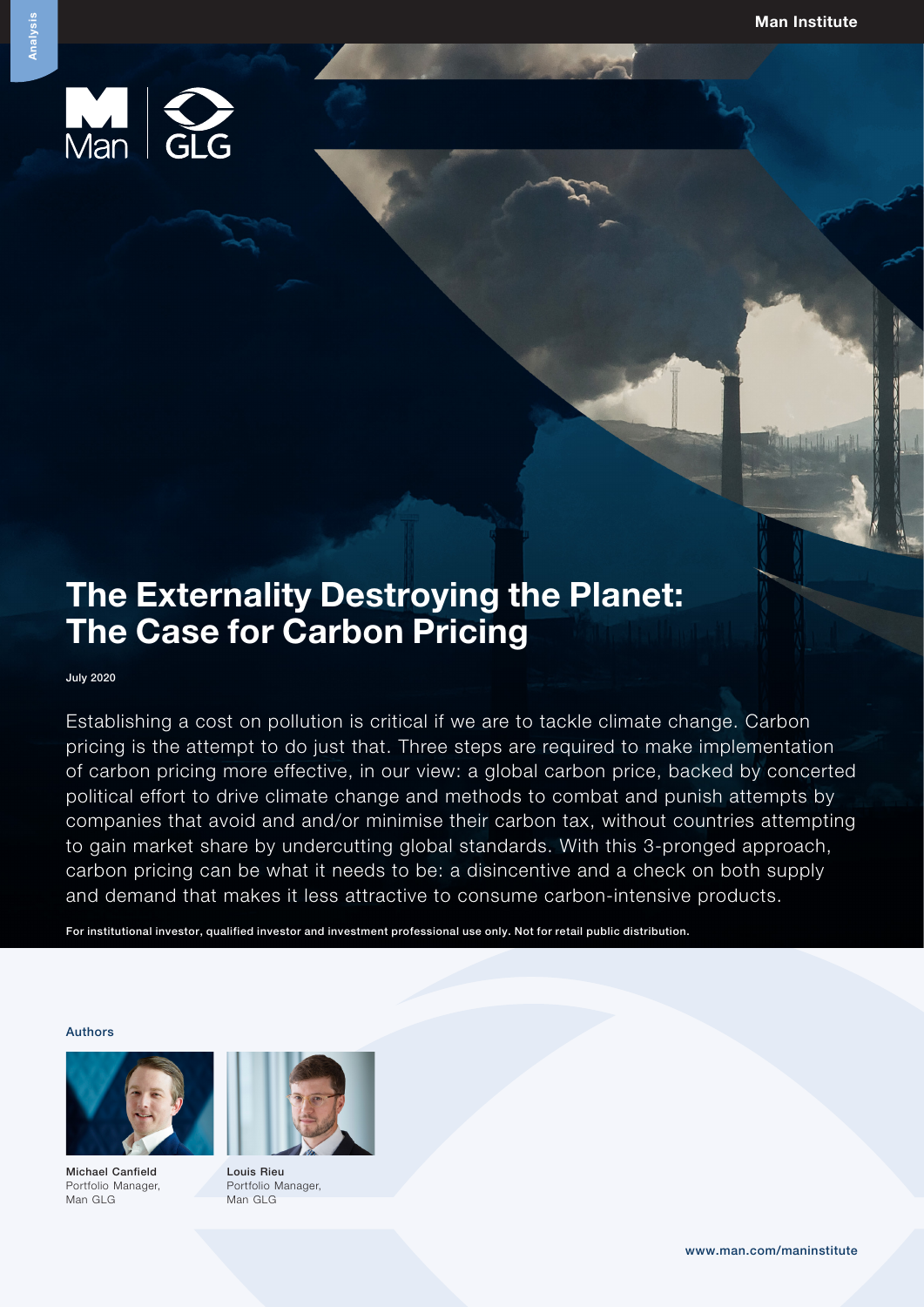# The Externality Destroying the Planet: The Case for Carbon Pricing

July 2020

Establishing a cost on pollution is critical if we are to tackle climate change. Carbon pricing is the attempt to do just that. Three steps are required to make implementation of carbon pricing more effective, in our view: a global carbon price, backed by concerted political effort to drive climate change and methods to combat and punish attempts by companies that avoid and and/or minimise their carbon tax, without countries attempting to gain market share by undercutting global standards. With this 3-pronged approach, carbon pricing can be what it needs to be: a disincentive and a check on both supply and demand that makes it less attractive to consume carbon-intensive products.

**For institutional investor, qualified investor and investment professional use only. Not for retail public distribution.**

## Authors

**Michael Canfield**
Portfolio Manager,
Man GLG

**Louis Rieu**
Portfolio Manager,
Man GLG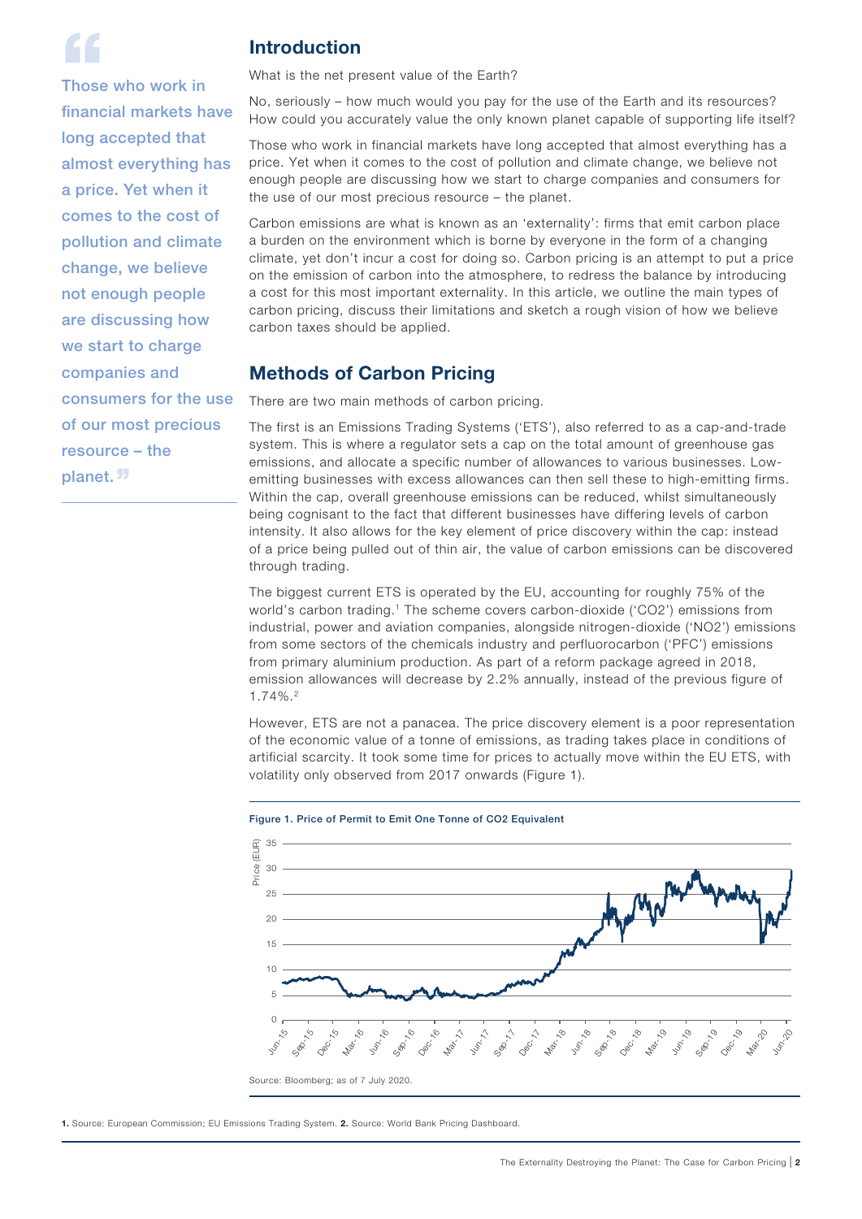> Those who work in financial markets have long accepted that almost everything has a price. Yet when it comes to the cost of pollution and climate change, we believe not enough people are discussing how we start to charge companies and consumers for the use of our most precious resource – the planet.

## Introduction

What is the net present value of the Earth?

No, seriously – how much would you pay for the use of the Earth and its resources? How could you accurately value the only known planet capable of supporting life itself?

Those who work in financial markets have long accepted that almost everything has a price. Yet when it comes to the cost of pollution and climate change, we believe not enough people are discussing how we start to charge companies and consumers for the use of our most precious resource – the planet.

Carbon emissions are what is known as an 'externality': firms that emit carbon place a burden on the environment which is borne by everyone in the form of a changing climate, yet don't incur a cost for doing so. Carbon pricing is an attempt to put a price on the emission of carbon into the atmosphere, to redress the balance by introducing a cost for this most important externality. In this article, we outline the main types of carbon pricing, discuss their limitations and sketch a rough vision of how we believe carbon taxes should be applied.

## Methods of Carbon Pricing

There are two main methods of carbon pricing.

The first is an Emissions Trading Systems ('ETS'), also referred to as a cap-and-trade system. This is where a regulator sets a cap on the total amount of greenhouse gas emissions, and allocate a specific number of allowances to various businesses. Low-emitting businesses with excess allowances can then sell these to high-emitting firms. Within the cap, overall greenhouse emissions can be reduced, whilst simultaneously being cognisant to the fact that different businesses have differing levels of carbon intensity. It also allows for the key element of price discovery within the cap: instead of a price being pulled out of thin air, the value of carbon emissions can be discovered through trading.

The biggest current ETS is operated by the EU, accounting for roughly 75% of the world's carbon trading.[1] The scheme covers carbon-dioxide ('CO2') emissions from industrial, power and aviation companies, alongside nitrogen-dioxide ('NO2') emissions from some sectors of the chemicals industry and perfluorocarbon ('PFC') emissions from primary aluminium production. As part of a reform package agreed in 2018, emission allowances will decrease by 2.2% annually, instead of the previous figure of 1.74%.[2]

However, ETS are not a panacea. The price discovery element is a poor representation of the economic value of a tonne of emissions, as trading takes place in conditions of artificial scarcity. It took some time for prices to actually move within the EU ETS, with volatility only observed from 2017 onwards (Figure 1).

**Figure 1. Price of Permit to Emit One Tonne of CO2 Equivalent**

Source: Bloomberg; as of 7 July 2020.

1. Source: European Commission; EU Emissions Trading System. 2. Source: World Bank Pricing Dashboard.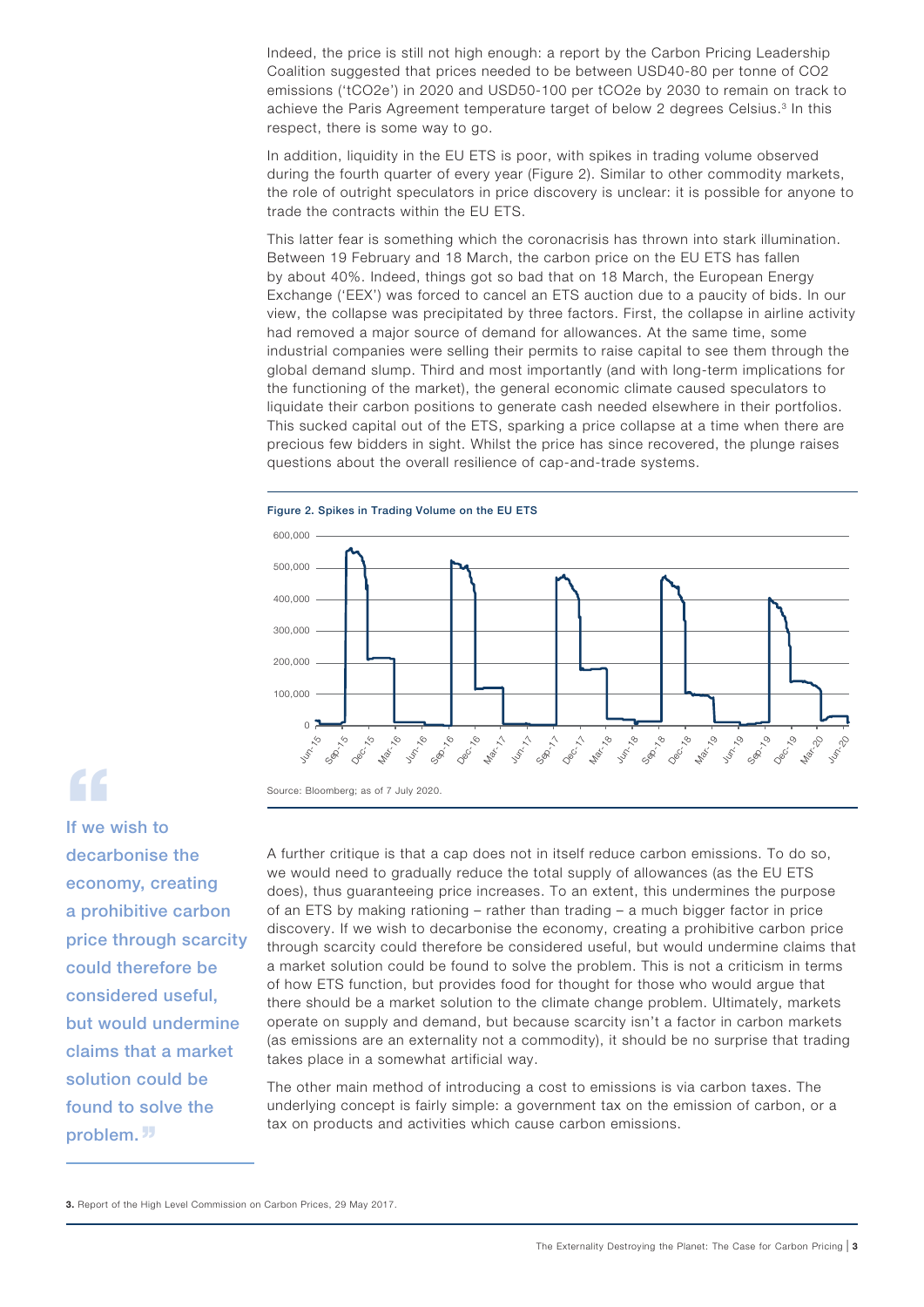Indeed, the price is still not high enough: a report by the Carbon Pricing Leadership Coalition suggested that prices needed to be between USD40-80 per tonne of CO2 emissions ('tCO2e') in 2020 and USD50-100 per tCO2e by 2030 to remain on track to achieve the Paris Agreement temperature target of below 2 degrees Celsius.[3] In this respect, there is some way to go.

In addition, liquidity in the EU ETS is poor, with spikes in trading volume observed during the fourth quarter of every year (Figure 2). Similar to other commodity markets, the role of outright speculators in price discovery is unclear: it is possible for anyone to trade the contracts within the EU ETS.

This latter fear is something which the coronacrisis has thrown into stark illumination. Between 19 February and 18 March, the carbon price on the EU ETS has fallen by about 40%. Indeed, things got so bad that on 18 March, the European Energy Exchange ('EEX') was forced to cancel an ETS auction due to a paucity of bids. In our view, the collapse was precipitated by three factors. First, the collapse in airline activity had removed a major source of demand for allowances. At the same time, some industrial companies were selling their permits to raise capital to see them through the global demand slump. Third and most importantly (and with long-term implications for the functioning of the market), the general economic climate caused speculators to liquidate their carbon positions to generate cash needed elsewhere in their portfolios. This sucked capital out of the ETS, sparking a price collapse at a time when there are precious few bidders in sight. Whilst the price has since recovered, the plunge raises questions about the overall resilience of cap-and-trade systems.

**Figure 2. Spikes in Trading Volume on the EU ETS**

Source: Bloomberg; as of 7 July 2020.

> "If we wish to decarbonise the economy, creating a prohibitive carbon price through scarcity could therefore be considered useful, but would undermine claims that a market solution could be found to solve the problem."

A further critique is that a cap does not in itself reduce carbon emissions. To do so, we would need to gradually reduce the total supply of allowances (as the EU ETS does), thus guaranteeing price increases. To an extent, this undermines the purpose of an ETS by making rationing – rather than trading – a much bigger factor in price discovery. If we wish to decarbonise the economy, creating a prohibitive carbon price through scarcity could therefore be considered useful, but would undermine claims that a market solution could be found to solve the problem. This is not a criticism in terms of how ETS function, but provides food for thought for those who would argue that there should be a market solution to the climate change problem. Ultimately, markets operate on supply and demand, but because scarcity isn't a factor in carbon markets (as emissions are an externality not a commodity), it should be no surprise that trading takes place in a somewhat artificial way.

The other main method of introducing a cost to emissions is via carbon taxes. The underlying concept is fairly simple: a government tax on the emission of carbon, or a tax on products and activities which cause carbon emissions.

**3.** Report of the High Level Commission on Carbon Prices, 29 May 2017.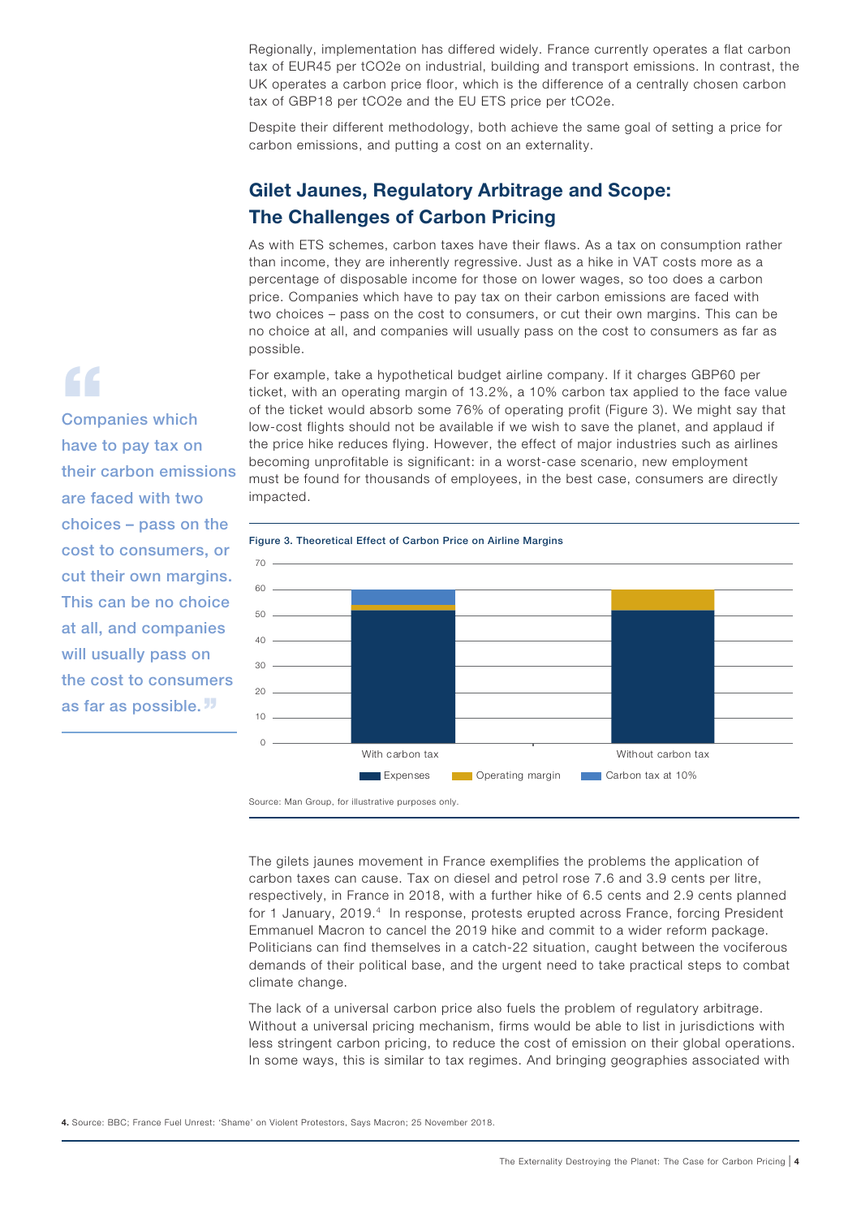Regionally, implementation has differed widely. France currently operates a flat carbon tax of EUR45 per $tCO_2e$ on industrial, building and transport emissions. In contrast, the UK operates a carbon price floor, which is the difference of a centrally chosen carbon tax of GBP18 per $tCO_2e$ and the EU ETS price per $tCO_2e$.

Despite their different methodology, both achieve the same goal of setting a price for carbon emissions, and putting a cost on an externality.

## Gilet Jaunes, Regulatory Arbitrage and Scope: The Challenges of Carbon Pricing

As with ETS schemes, carbon taxes have their flaws. As a tax on consumption rather than income, they are inherently regressive. Just as a hike in VAT costs more as a percentage of disposable income for those on lower wages, so too does a carbon price. Companies which have to pay tax on their carbon emissions are faced with two choices – pass on the cost to consumers, or cut their own margins. This can be no choice at all, and companies will usually pass on the cost to consumers as far as possible.

> Companies which have to pay tax on their carbon emissions are faced with two choices – pass on the cost to consumers, or cut their own margins. This can be no choice at all, and companies will usually pass on the cost to consumers as far as possible.

For example, take a hypothetical budget airline company. If it charges GBP60 per ticket, with an operating margin of 13.2%, a 10% carbon tax applied to the face value of the ticket would absorb some 76% of operating profit (Figure 3). We might say that low-cost flights should not be available if we wish to save the planet, and applaud if the price hike reduces flying. However, the effect of major industries such as airlines becoming unprofitable is significant: in a worst-case scenario, new employment must be found for thousands of employees, in the best case, consumers are directly impacted.

**Figure 3. Theoretical Effect of Carbon Price on Airline Margins**

Source: Man Group, for illustrative purposes only.

The gilets jaunes movement in France exemplifies the problems the application of carbon taxes can cause. Tax on diesel and petrol rose 7.6 and 3.9 cents per litre, respectively, in France in 2018, with a further hike of 6.5 cents and 2.9 cents planned for 1 January, 2019.[4] In response, protests erupted across France, forcing President Emmanuel Macron to cancel the 2019 hike and commit to a wider reform package. Politicians can find themselves in a catch-22 situation, caught between the vociferous demands of their political base, and the urgent need to take practical steps to combat climate change.

The lack of a universal carbon price also fuels the problem of regulatory arbitrage. Without a universal pricing mechanism, firms would be able to list in jurisdictions with less stringent carbon pricing, to reduce the cost of emission on their global operations. In some ways, this is similar to tax regimes. And bringing geographies associated with

4. Source: BBC; France Fuel Unrest: 'Shame' on Violent Protestors, Says Macron; 25 November 2018.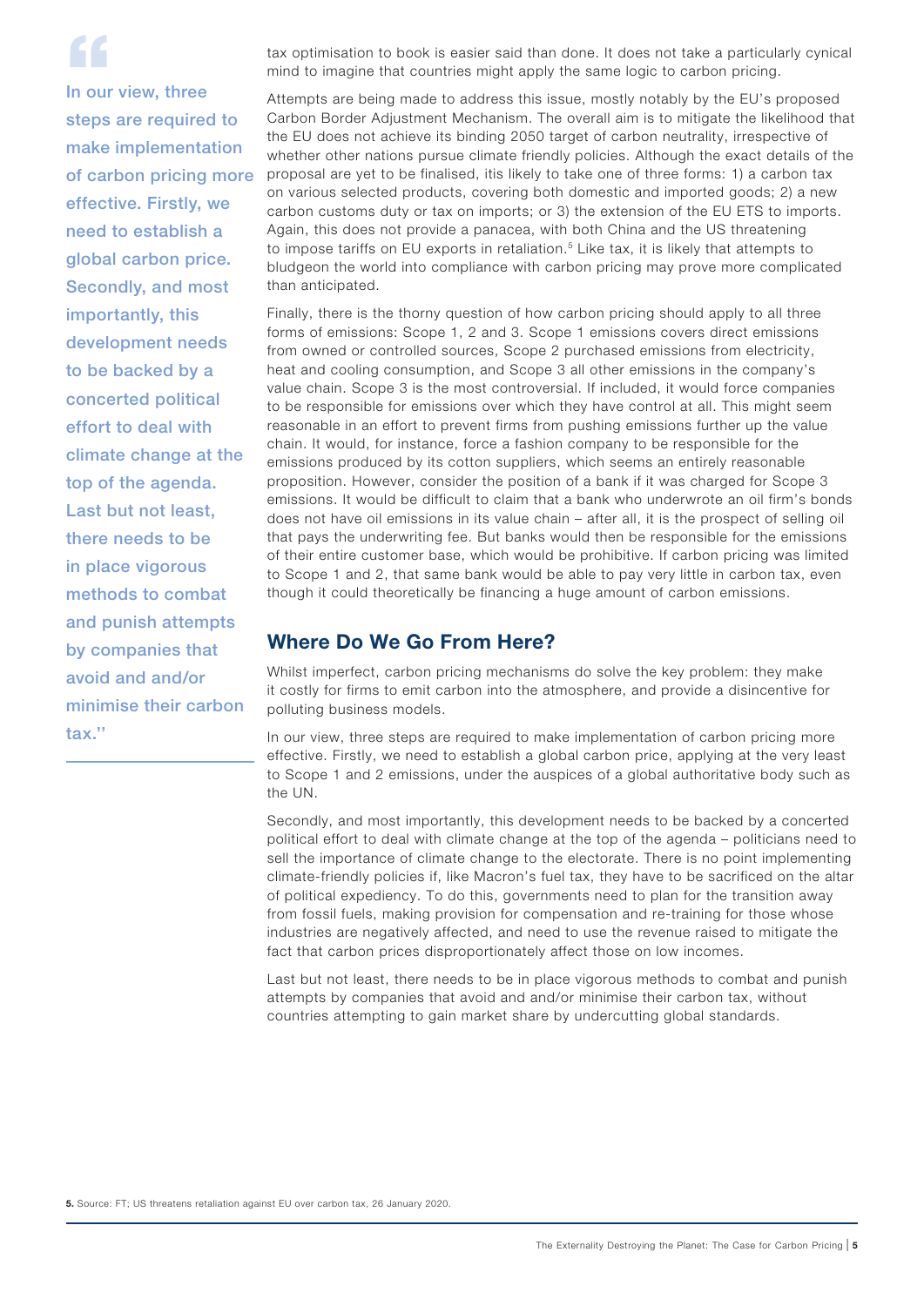> "In our view, three steps are required to make implementation of carbon pricing more effective. Firstly, we need to establish a global carbon price. Secondly, and most importantly, this development needs to be backed by a concerted political effort to deal with climate change at the top of the agenda. Last but not least, there needs to be in place vigorous methods to combat and punish attempts by companies that avoid and and/or minimise their carbon tax."

tax optimisation to book is easier said than done. It does not take a particularly cynical mind to imagine that countries might apply the same logic to carbon pricing.

Attempts are being made to address this issue, mostly notably by the EU's proposed Carbon Border Adjustment Mechanism. The overall aim is to mitigate the likelihood that the EU does not achieve its binding 2050 target of carbon neutrality, irrespective of whether other nations pursue climate friendly policies. Although the exact details of the proposal are yet to be finalised, itis likely to take one of three forms: 1) a carbon tax on various selected products, covering both domestic and imported goods; 2) a new carbon customs duty or tax on imports; or 3) the extension of the EU ETS to imports. Again, this does not provide a panacea, with both China and the US threatening to impose tariffs on EU exports in retaliation.[5] Like tax, it is likely that attempts to bludgeon the world into compliance with carbon pricing may prove more complicated than anticipated.

Finally, there is the thorny question of how carbon pricing should apply to all three forms of emissions: Scope 1, 2 and 3. Scope 1 emissions covers direct emissions from owned or controlled sources, Scope 2 purchased emissions from electricity, heat and cooling consumption, and Scope 3 all other emissions in the company's value chain. Scope 3 is the most controversial. If included, it would force companies to be responsible for emissions over which they have control at all. This might seem reasonable in an effort to prevent firms from pushing emissions further up the value chain. It would, for instance, force a fashion company to be responsible for the emissions produced by its cotton suppliers, which seems an entirely reasonable proposition. However, consider the position of a bank if it was charged for Scope 3 emissions. It would be difficult to claim that a bank who underwrote an oil firm's bonds does not have oil emissions in its value chain – after all, it is the prospect of selling oil that pays the underwriting fee. But banks would then be responsible for the emissions of their entire customer base, which would be prohibitive. If carbon pricing was limited to Scope 1 and 2, that same bank would be able to pay very little in carbon tax, even though it could theoretically be financing a huge amount of carbon emissions.

## Where Do We Go From Here?

Whilst imperfect, carbon pricing mechanisms do solve the key problem: they make it costly for firms to emit carbon into the atmosphere, and provide a disincentive for polluting business models.

In our view, three steps are required to make implementation of carbon pricing more effective. Firstly, we need to establish a global carbon price, applying at the very least to Scope 1 and 2 emissions, under the auspices of a global authoritative body such as the UN.

Secondly, and most importantly, this development needs to be backed by a concerted political effort to deal with climate change at the top of the agenda – politicians need to sell the importance of climate change to the electorate. There is no point implementing climate-friendly policies if, like Macron's fuel tax, they have to be sacrificed on the altar of political expediency. To do this, governments need to plan for the transition away from fossil fuels, making provision for compensation and re-training for those whose industries are negatively affected, and need to use the revenue raised to mitigate the fact that carbon prices disproportionately affect those on low incomes.

Last but not least, there needs to be in place vigorous methods to combat and punish attempts by companies that avoid and and/or minimise their carbon tax, without countries attempting to gain market share by undercutting global standards.

**5.** Source: FT; US threatens retaliation against EU over carbon tax, 26 January 2020.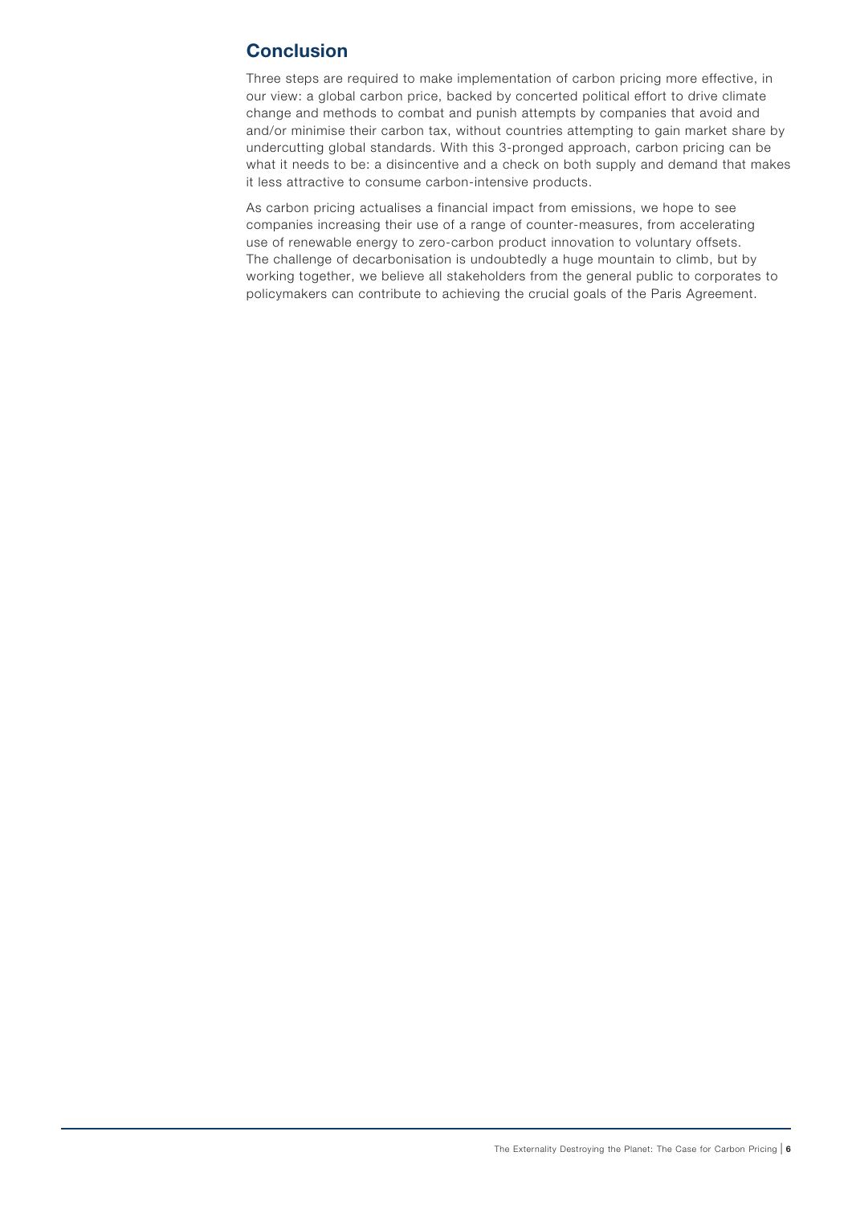## Conclusion

Three steps are required to make implementation of carbon pricing more effective, in our view: a global carbon price, backed by concerted political effort to drive climate change and methods to combat and punish attempts by companies that avoid and and/or minimise their carbon tax, without countries attempting to gain market share by undercutting global standards. With this 3-pronged approach, carbon pricing can be what it needs to be: a disincentive and a check on both supply and demand that makes it less attractive to consume carbon-intensive products.

As carbon pricing actualises a financial impact from emissions, we hope to see companies increasing their use of a range of counter-measures, from accelerating use of renewable energy to zero-carbon product innovation to voluntary offsets. The challenge of decarbonisation is undoubtedly a huge mountain to climb, but by working together, we believe all stakeholders from the general public to corporates to policymakers can contribute to achieving the crucial goals of the Paris Agreement.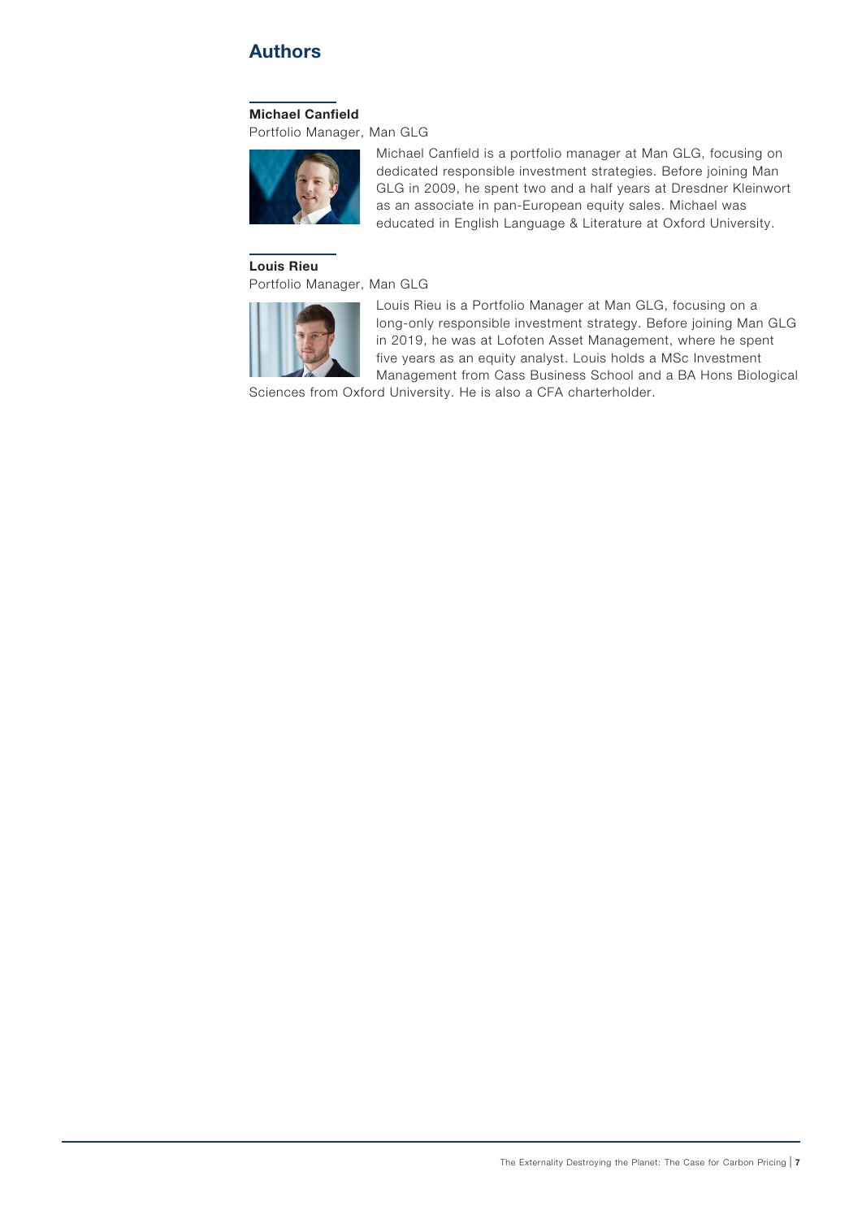## Authors

**Michael Canfield**

Portfolio Manager, Man GLG

Michael Canfield is a portfolio manager at Man GLG, focusing on dedicated responsible investment strategies. Before joining Man GLG in 2009, he spent two and a half years at Dresdner Kleinwort as an associate in pan-European equity sales. Michael was educated in English Language & Literature at Oxford University.

**Louis Rieu**

Portfolio Manager, Man GLG

Louis Rieu is a Portfolio Manager at Man GLG, focusing on a long-only responsible investment strategy. Before joining Man GLG in 2019, he was at Lofoten Asset Management, where he spent five years as an equity analyst. Louis holds a MSc Investment Management from Cass Business School and a BA Hons Biological Sciences from Oxford University. He is also a CFA charterholder.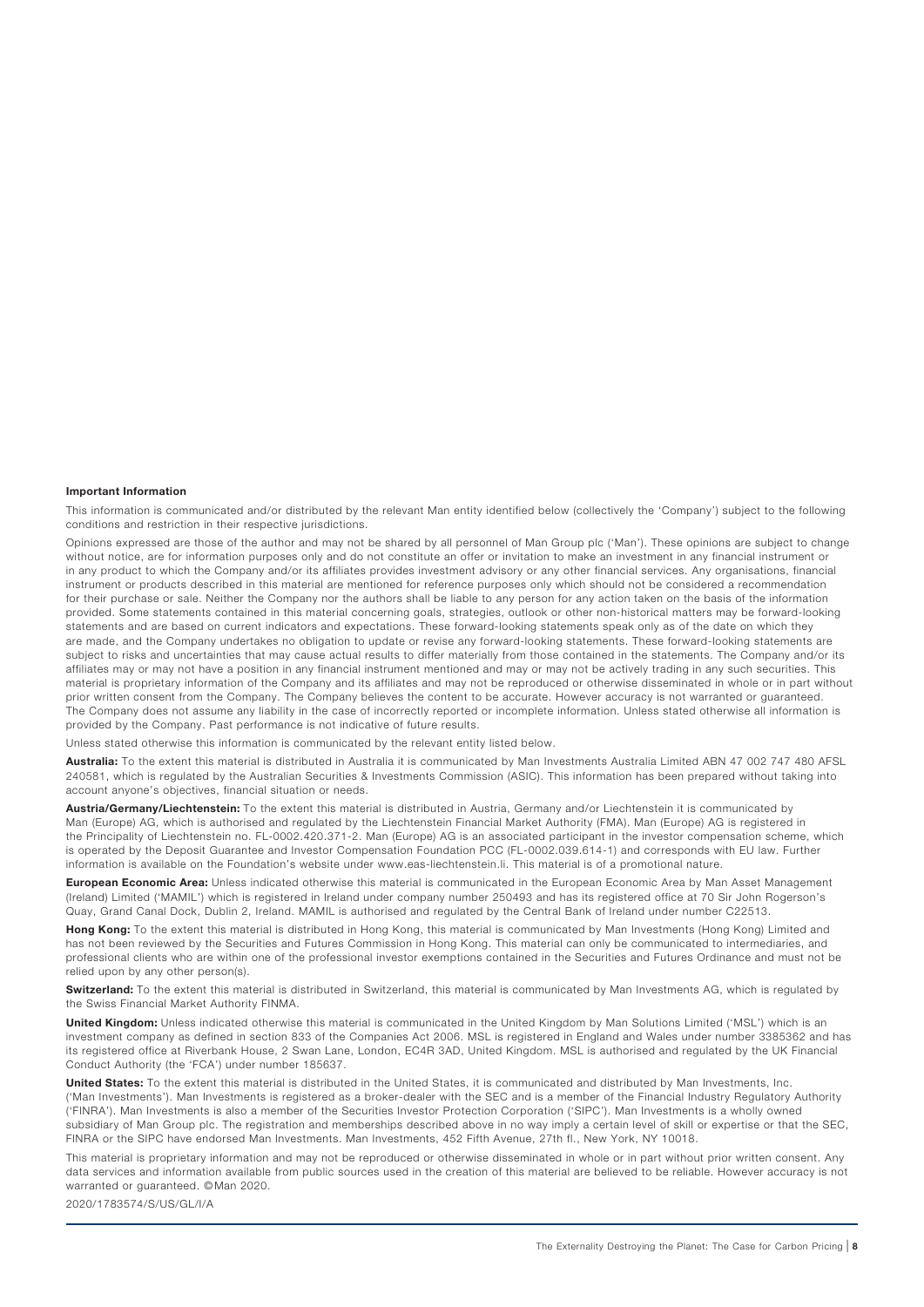**Important Information**

This information is communicated and/or distributed by the relevant Man entity identified below (collectively the 'Company') subject to the following conditions and restriction in their respective jurisdictions.

Opinions expressed are those of the author and may not be shared by all personnel of Man Group plc ('Man'). These opinions are subject to change without notice, are for information purposes only and do not constitute an offer or invitation to make an investment in any financial instrument or in any product to which the Company and/or its affiliates provides investment advisory or any other financial services. Any organisations, financial instrument or products described in this material are mentioned for reference purposes only which should not be considered a recommendation for their purchase or sale. Neither the Company nor the authors shall be liable to any person for any action taken on the basis of the information provided. Some statements contained in this material concerning goals, strategies, outlook or other non-historical matters may be forward-looking statements and are based on current indicators and expectations. These forward-looking statements speak only as of the date on which they are made, and the Company undertakes no obligation to update or revise any forward-looking statements. These forward-looking statements are subject to risks and uncertainties that may cause actual results to differ materially from those contained in the statements. The Company and/or its affiliates may or may not have a position in any financial instrument mentioned and may or may not be actively trading in any such securities. This material is proprietary information of the Company and its affiliates and may not be reproduced or otherwise disseminated in whole or in part without prior written consent from the Company. The Company believes the content to be accurate. However accuracy is not warranted or guaranteed. The Company does not assume any liability in the case of incorrectly reported or incomplete information. Unless stated otherwise all information is provided by the Company. Past performance is not indicative of future results.

Unless stated otherwise this information is communicated by the relevant entity listed below.

**Australia:** To the extent this material is distributed in Australia it is communicated by Man Investments Australia Limited ABN 47 002 747 480 AFSL 240581, which is regulated by the Australian Securities & Investments Commission (ASIC). This information has been prepared without taking into account anyone's objectives, financial situation or needs.

**Austria/Germany/Liechtenstein:** To the extent this material is distributed in Austria, Germany and/or Liechtenstein it is communicated by Man (Europe) AG, which is authorised and regulated by the Liechtenstein Financial Market Authority (FMA). Man (Europe) AG is registered in the Principality of Liechtenstein no. FL-0002.420.371-2. Man (Europe) AG is an associated participant in the investor compensation scheme, which is operated by the Deposit Guarantee and Investor Compensation Foundation PCC (FL-0002.039.614-1) and corresponds with EU law. Further information is available on the Foundation's website under www.eas-liechtenstein.li. This material is of a promotional nature.

**European Economic Area:** Unless indicated otherwise this material is communicated in the European Economic Area by Man Asset Management (Ireland) Limited ('MAMIL') which is registered in Ireland under company number 250493 and has its registered office at 70 Sir John Rogerson's Quay, Grand Canal Dock, Dublin 2, Ireland. MAMIL is authorised and regulated by the Central Bank of Ireland under number C22513.

**Hong Kong:** To the extent this material is distributed in Hong Kong, this material is communicated by Man Investments (Hong Kong) Limited and has not been reviewed by the Securities and Futures Commission in Hong Kong. This material can only be communicated to intermediaries, and professional clients who are within one of the professional investor exemptions contained in the Securities and Futures Ordinance and must not be relied upon by any other person(s).

**Switzerland:** To the extent this material is distributed in Switzerland, this material is communicated by Man Investments AG, which is regulated by the Swiss Financial Market Authority FINMA.

**United Kingdom:** Unless indicated otherwise this material is communicated in the United Kingdom by Man Solutions Limited ('MSL') which is an investment company as defined in section 833 of the Companies Act 2006. MSL is registered in England and Wales under number 3385362 and has its registered office at Riverbank House, 2 Swan Lane, London, EC4R 3AD, United Kingdom. MSL is authorised and regulated by the UK Financial Conduct Authority (the 'FCA') under number 185637.

**United States:** To the extent this material is distributed in the United States, it is communicated and distributed by Man Investments, Inc. ('Man Investments'). Man Investments is registered as a broker-dealer with the SEC and is a member of the Financial Industry Regulatory Authority ('FINRA'). Man Investments is also a member of the Securities Investor Protection Corporation ('SIPC'). Man Investments is a wholly owned subsidiary of Man Group plc. The registration and memberships described above in no way imply a certain level of skill or expertise or that the SEC, FINRA or the SIPC have endorsed Man Investments. Man Investments, 452 Fifth Avenue, 27th fl., New York, NY 10018.

This material is proprietary information and may not be reproduced or otherwise disseminated in whole or in part without prior written consent. Any data services and information available from public sources used in the creation of this material are believed to be reliable. However accuracy is not warranted or guaranteed. © Man 2020.

2020/1783574/S/US/GL/I/A